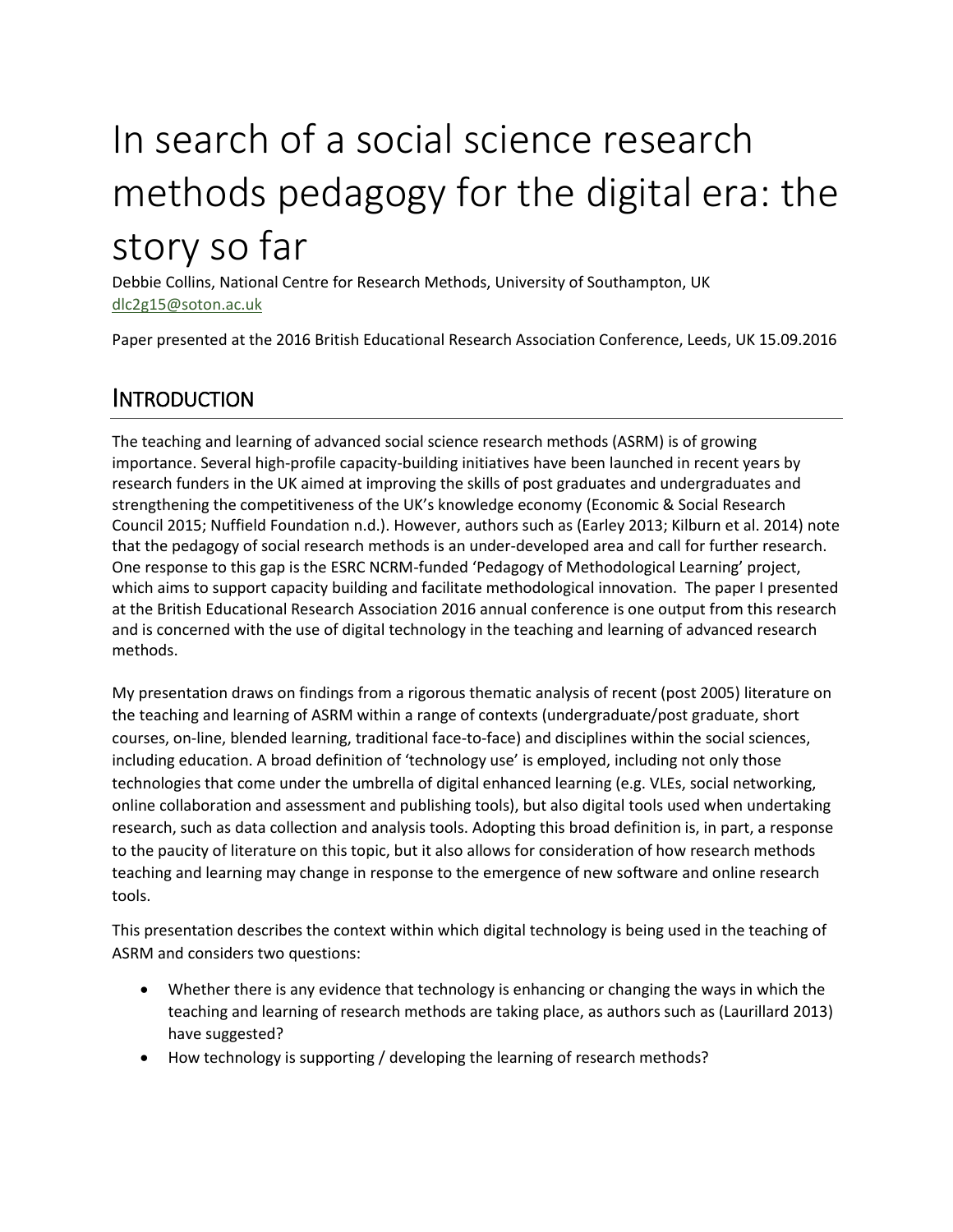# In search of a social science research methods pedagogy for the digital era: the story so far

Debbie Collins, National Centre for Research Methods, University of Southampton, UK
dlc2g15@soton.ac.uk

Paper presented at the 2016 British Educational Research Association Conference, Leeds, UK 15.09.2016

## INTRODUCTION

The teaching and learning of advanced social science research methods (ASRM) is of growing importance. Several high-profile capacity-building initiatives have been launched in recent years by research funders in the UK aimed at improving the skills of post graduates and undergraduates and strengthening the competitiveness of the UK's knowledge economy (Economic & Social Research Council 2015; Nuffield Foundation n.d.). However, authors such as (Earley 2013; Kilburn et al. 2014) note that the pedagogy of social research methods is an under-developed area and call for further research. One response to this gap is the ESRC NCRM-funded 'Pedagogy of Methodological Learning' project, which aims to support capacity building and facilitate methodological innovation. The paper I presented at the British Educational Research Association 2016 annual conference is one output from this research and is concerned with the use of digital technology in the teaching and learning of advanced research methods.

My presentation draws on findings from a rigorous thematic analysis of recent (post 2005) literature on the teaching and learning of ASRM within a range of contexts (undergraduate/post graduate, short courses, on-line, blended learning, traditional face-to-face) and disciplines within the social sciences, including education. A broad definition of 'technology use' is employed, including not only those technologies that come under the umbrella of digital enhanced learning (e.g. VLEs, social networking, online collaboration and assessment and publishing tools), but also digital tools used when undertaking research, such as data collection and analysis tools. Adopting this broad definition is, in part, a response to the paucity of literature on this topic, but it also allows for consideration of how research methods teaching and learning may change in response to the emergence of new software and online research tools.

This presentation describes the context within which digital technology is being used in the teaching of ASRM and considers two questions:

- Whether there is any evidence that technology is enhancing or changing the ways in which the teaching and learning of research methods are taking place, as authors such as (Laurillard 2013) have suggested?
- How technology is supporting / developing the learning of research methods?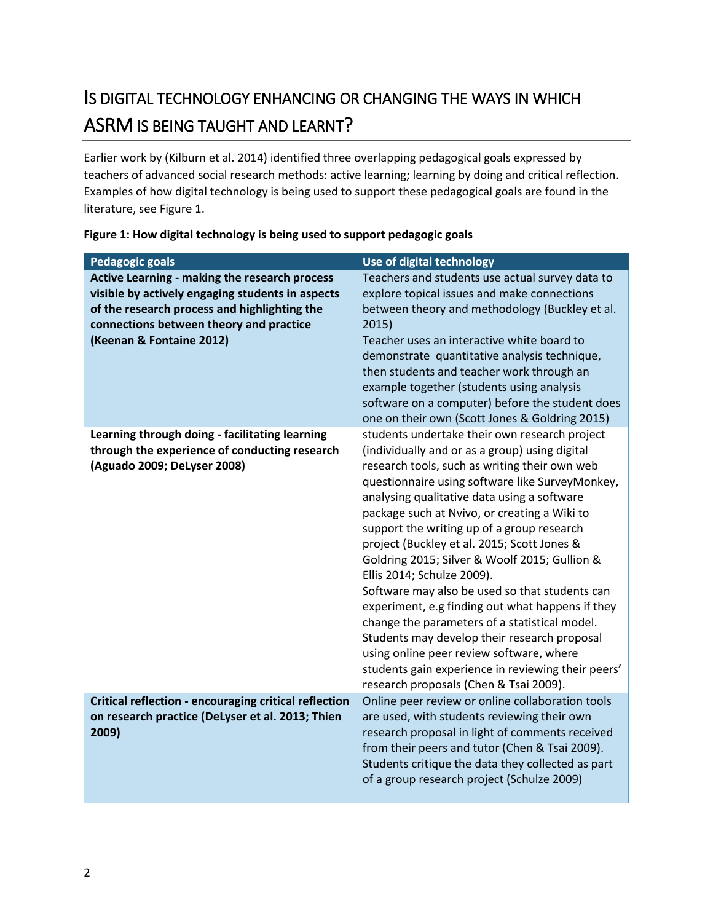## IS DIGITAL TECHNOLOGY ENHANCING OR CHANGING THE WAYS IN WHICH ASRM IS BEING TAUGHT AND LEARNT?

Earlier work by (Kilburn et al. 2014) identified three overlapping pedagogical goals expressed by teachers of advanced social research methods: active learning; learning by doing and critical reflection. Examples of how digital technology is being used to support these pedagogical goals are found in the literature, see Figure 1.

**Figure 1: How digital technology is being used to support pedagogic goals**

| Pedagogic goals | Use of digital technology |
|---|---|
| **Active Learning - making the research process visible by actively engaging students in aspects of the research process and highlighting the connections between theory and practice (Keenan & Fontaine 2012)** | Teachers and students use actual survey data to explore topical issues and make connections between theory and methodology (Buckley et al. 2015)<br>Teacher uses an interactive white board to demonstrate quantitative analysis technique, then students and teacher work through an example together (students using analysis software on a computer) before the student does one on their own (Scott Jones & Goldring 2015) |
| **Learning through doing - facilitating learning through the experience of conducting research (Aguado 2009; DeLyser 2008)** | students undertake their own research project (individually and or as a group) using digital research tools, such as writing their own web questionnaire using software like SurveyMonkey, analysing qualitative data using a software package such at Nvivo, or creating a Wiki to support the writing up of a group research project (Buckley et al. 2015; Scott Jones & Goldring 2015; Silver & Woolf 2015; Gullion & Ellis 2014; Schulze 2009).<br>Software may also be used so that students can experiment, e.g finding out what happens if they change the parameters of a statistical model.<br>Students may develop their research proposal using online peer review software, where students gain experience in reviewing their peers' research proposals (Chen & Tsai 2009). |
| **Critical reflection - encouraging critical reflection on research practice (DeLyser et al. 2013; Thien 2009)** | Online peer review or online collaboration tools are used, with students reviewing their own research proposal in light of comments received from their peers and tutor (Chen & Tsai 2009).<br>Students critique the data they collected as part of a group research project (Schulze 2009) |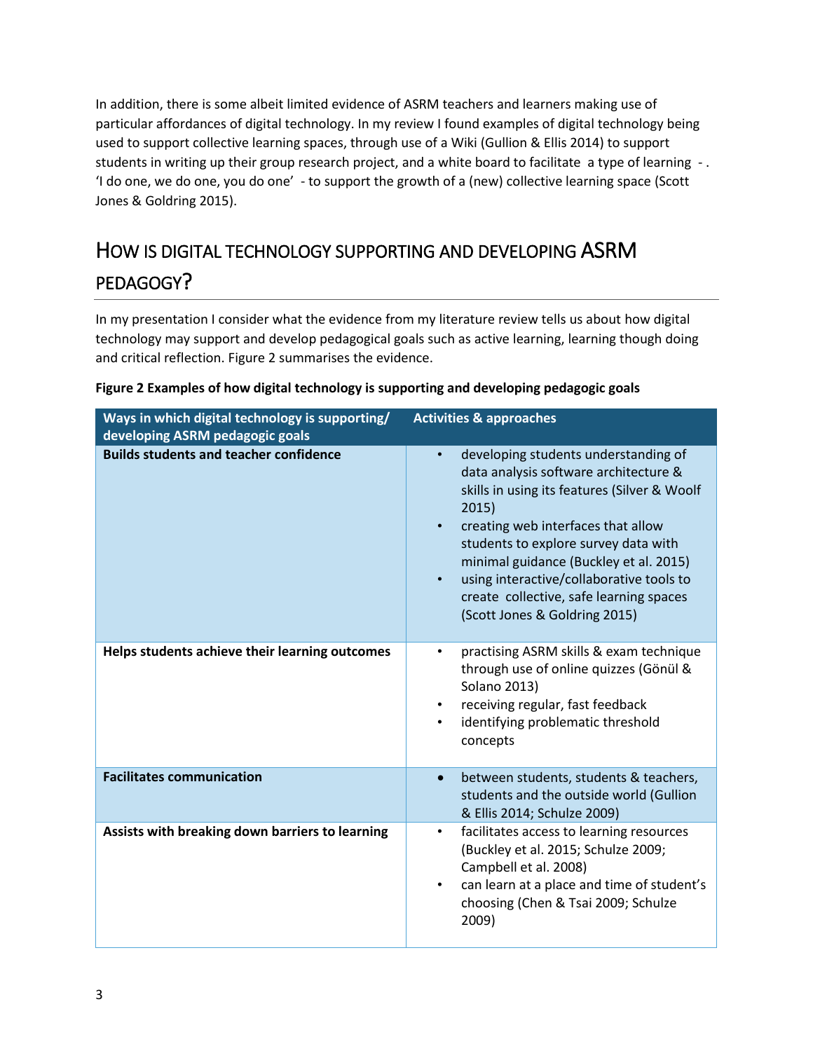In addition, there is some albeit limited evidence of ASRM teachers and learners making use of particular affordances of digital technology. In my review I found examples of digital technology being used to support collective learning spaces, through use of a Wiki (Gullion & Ellis 2014) to support students in writing up their group research project, and a white board to facilitate a type of learning - . 'I do one, we do one, you do one' - to support the growth of a (new) collective learning space (Scott Jones & Goldring 2015).

## HOW IS DIGITAL TECHNOLOGY SUPPORTING AND DEVELOPING ASRM PEDAGOGY?

In my presentation I consider what the evidence from my literature review tells us about how digital technology may support and develop pedagogical goals such as active learning, learning though doing and critical reflection. Figure 2 summarises the evidence.

**Figure 2 Examples of how digital technology is supporting and developing pedagogic goals**

| Ways in which digital technology is supporting/ developing ASRM pedagogic goals | Activities & approaches |
|---|---|
| **Builds students and teacher confidence** | • developing students understanding of data analysis software architecture & skills in using its features (Silver & Woolf 2015)<br>• creating web interfaces that allow students to explore survey data with minimal guidance (Buckley et al. 2015)<br>• using interactive/collaborative tools to create collective, safe learning spaces (Scott Jones & Goldring 2015) |
| **Helps students achieve their learning outcomes** | • practising ASRM skills & exam technique through use of online quizzes (Gönül & Solano 2013)<br>• receiving regular, fast feedback<br>• identifying problematic threshold concepts |
| **Facilitates communication** | • between students, students & teachers, students and the outside world (Gullion & Ellis 2014; Schulze 2009) |
| **Assists with breaking down barriers to learning** | • facilitates access to learning resources (Buckley et al. 2015; Schulze 2009; Campbell et al. 2008)<br>• can learn at a place and time of student's choosing (Chen & Tsai 2009; Schulze 2009) |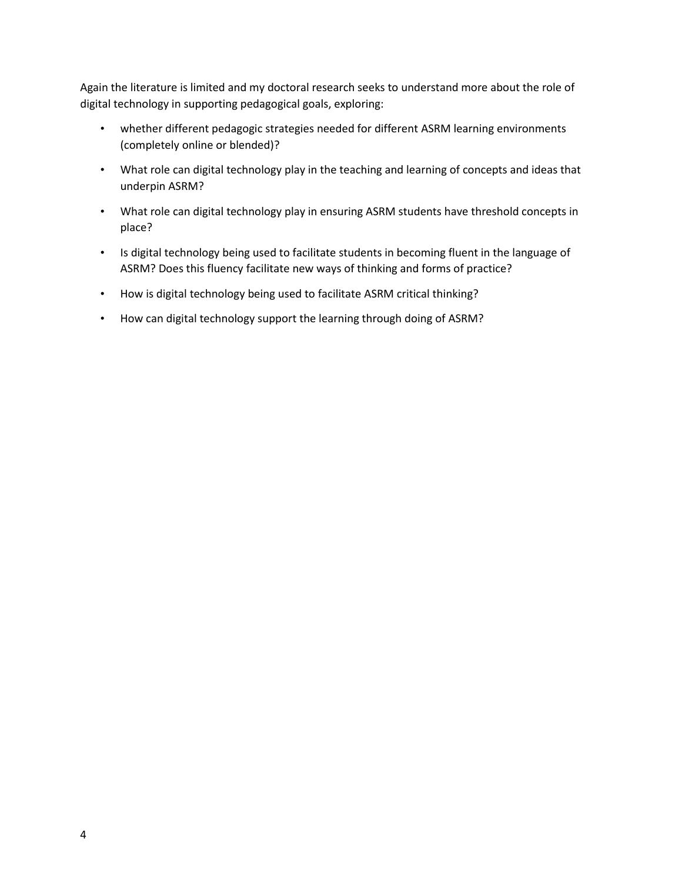Again the literature is limited and my doctoral research seeks to understand more about the role of digital technology in supporting pedagogical goals, exploring:

- whether different pedagogic strategies needed for different ASRM learning environments (completely online or blended)?
- What role can digital technology play in the teaching and learning of concepts and ideas that underpin ASRM?
- What role can digital technology play in ensuring ASRM students have threshold concepts in place?
- Is digital technology being used to facilitate students in becoming fluent in the language of ASRM? Does this fluency facilitate new ways of thinking and forms of practice?
- How is digital technology being used to facilitate ASRM critical thinking?
- How can digital technology support the learning through doing of ASRM?